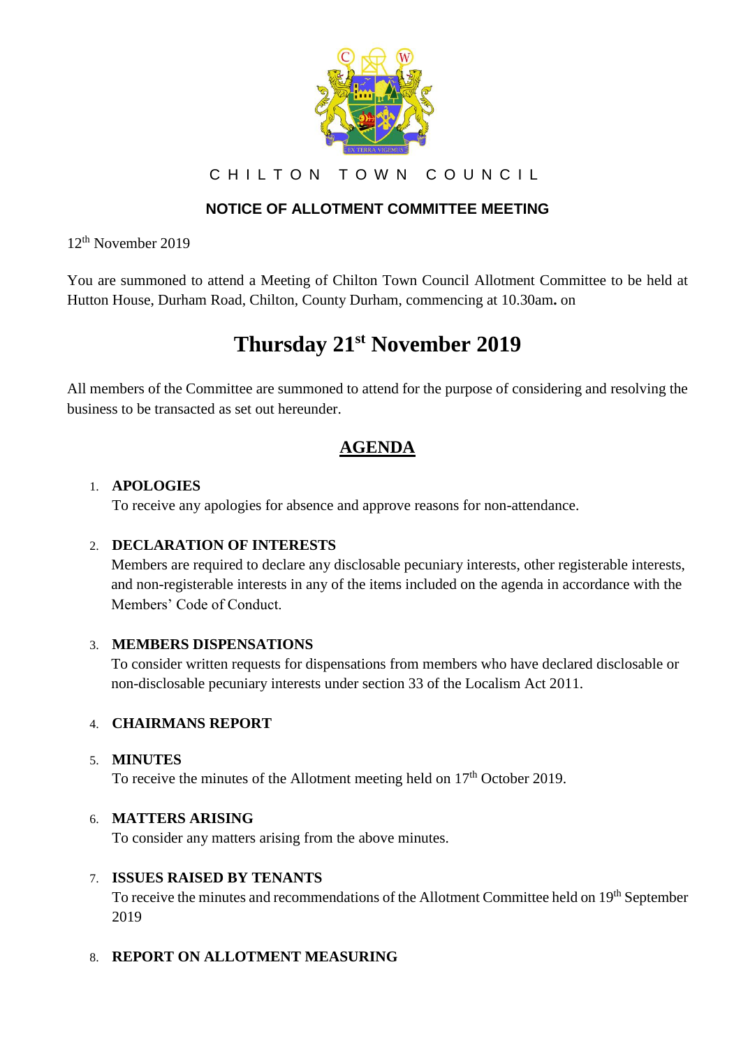CHILTON TOWN COUNCIL

## NOTICE OF ALLOTMENT COMMITTEE MEETING

12th November 2019

You are summoned to attend a Meeting of Chilton Town Council Allotment Committee to be held at Hutton House, Durham Road, Chilton, County Durham, commencing at 10.30am**.** on

# Thursday 21st November 2019

All members of the Committee are summoned to attend for the purpose of considering and resolving the business to be transacted as set out hereunder.

## AGENDA

1. **APOLOGIES**
   To receive any apologies for absence and approve reasons for non-attendance.

2. **DECLARATION OF INTERESTS**
   Members are required to declare any disclosable pecuniary interests, other registerable interests, and non-registerable interests in any of the items included on the agenda in accordance with the Members' Code of Conduct.

3. **MEMBERS DISPENSATIONS**
   To consider written requests for dispensations from members who have declared disclosable or non-disclosable pecuniary interests under section 33 of the Localism Act 2011.

4. **CHAIRMANS REPORT**

5. **MINUTES**
   To receive the minutes of the Allotment meeting held on 17th October 2019.

6. **MATTERS ARISING**
   To consider any matters arising from the above minutes.

7. **ISSUES RAISED BY TENANTS**
   To receive the minutes and recommendations of the Allotment Committee held on 19th September 2019

8. **REPORT ON ALLOTMENT MEASURING**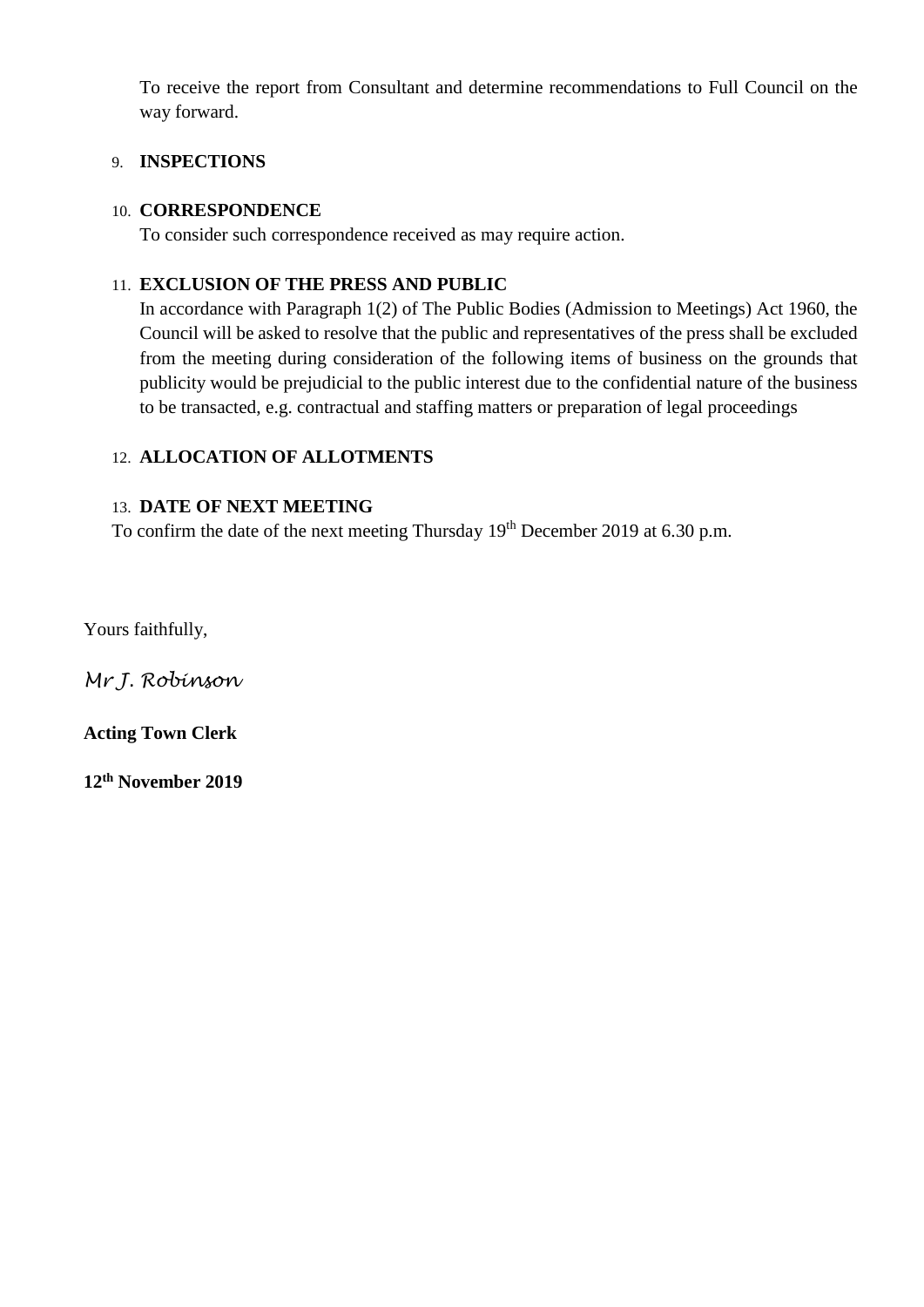To receive the report from Consultant and determine recommendations to Full Council on the way forward.

9. **INSPECTIONS**

10. **CORRESPONDENCE**

    To consider such correspondence received as may require action.

11. **EXCLUSION OF THE PRESS AND PUBLIC**

    In accordance with Paragraph 1(2) of The Public Bodies (Admission to Meetings) Act 1960, the Council will be asked to resolve that the public and representatives of the press shall be excluded from the meeting during consideration of the following items of business on the grounds that publicity would be prejudicial to the public interest due to the confidential nature of the business to be transacted, e.g. contractual and staffing matters or preparation of legal proceedings

12. **ALLOCATION OF ALLOTMENTS**

13. **DATE OF NEXT MEETING**

    To confirm the date of the next meeting Thursday 19th December 2019 at 6.30 p.m.

Yours faithfully,

*Mr J. Robinson*

**Acting Town Clerk**

**12th November 2019**